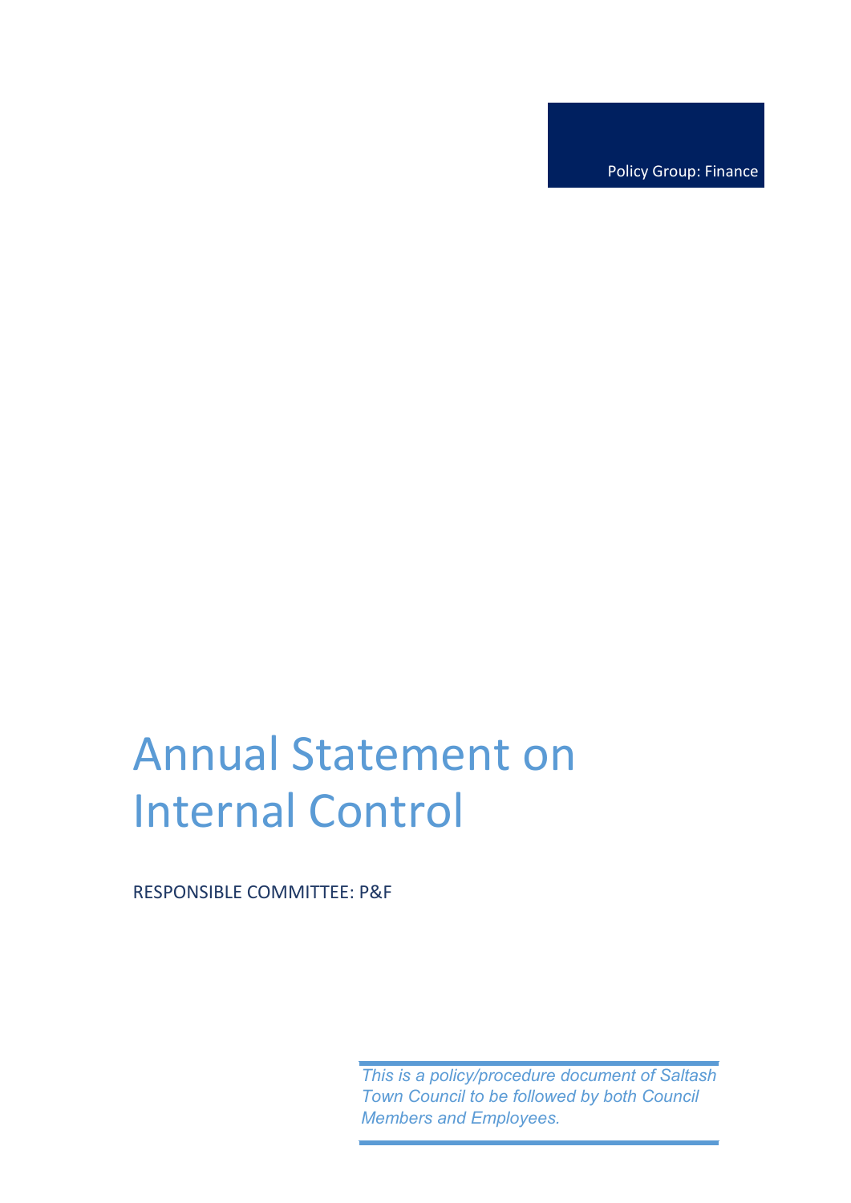Policy Group: Finance

# Annual Statement on Internal Control

RESPONSIBLE COMMITTEE: P&F

*This is a policy/procedure document of Saltash Town Council to be followed by both Council Members and Employees.*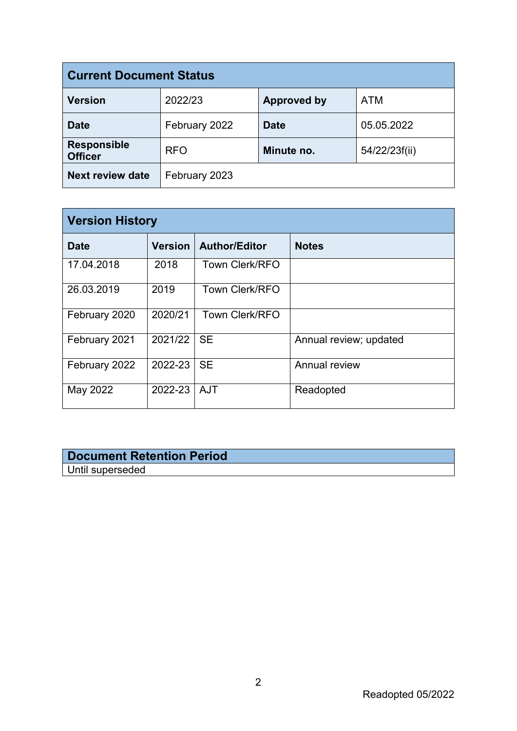| Current Document Status | | | |
|---|---|---|---|
| **Version** | 2022/23 | **Approved by** | ATM |
| **Date** | February 2022 | **Date** | 05.05.2022 |
| **Responsible Officer** | RFO | **Minute no.** | 54/22/23f(ii) |
| **Next review date** | February 2023 | | |

| Version History | | | |
|---|---|---|---|
| **Date** | **Version** | **Author/Editor** | **Notes** |
| 17.04.2018 | 2018 | Town Clerk/RFO | |
| 26.03.2019 | 2019 | Town Clerk/RFO | |
| February 2020 | 2020/21 | Town Clerk/RFO | |
| February 2021 | 2021/22 | SE | Annual review; updated |
| February 2022 | 2022-23 | SE | Annual review |
| May 2022 | 2022-23 | AJT | Readopted |

| Document Retention Period |
|---|
| Until superseded |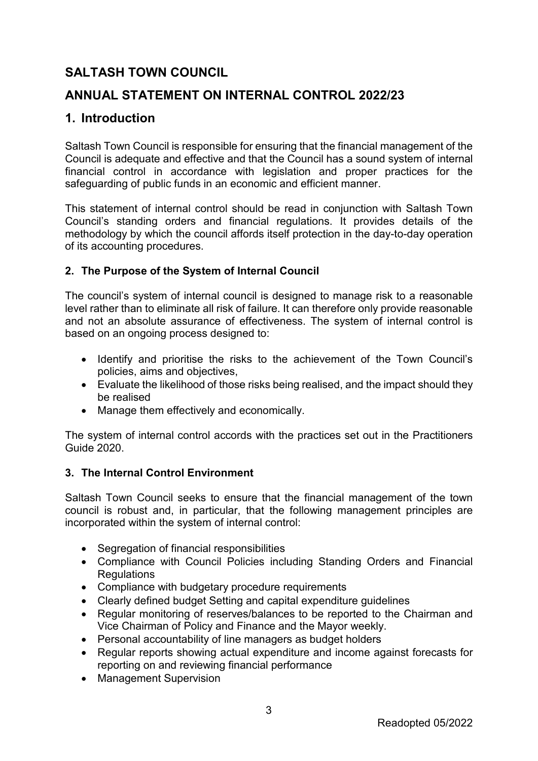# SALTASH TOWN COUNCIL

# ANNUAL STATEMENT ON INTERNAL CONTROL 2022/23

## 1. Introduction

Saltash Town Council is responsible for ensuring that the financial management of the Council is adequate and effective and that the Council has a sound system of internal financial control in accordance with legislation and proper practices for the safeguarding of public funds in an economic and efficient manner.

This statement of internal control should be read in conjunction with Saltash Town Council's standing orders and financial regulations. It provides details of the methodology by which the council affords itself protection in the day-to-day operation of its accounting procedures.

### 2. The Purpose of the System of Internal Council

The council's system of internal council is designed to manage risk to a reasonable level rather than to eliminate all risk of failure. It can therefore only provide reasonable and not an absolute assurance of effectiveness. The system of internal control is based on an ongoing process designed to:

- Identify and prioritise the risks to the achievement of the Town Council's policies, aims and objectives,
- Evaluate the likelihood of those risks being realised, and the impact should they be realised
- Manage them effectively and economically.

The system of internal control accords with the practices set out in the Practitioners Guide 2020.

### 3. The Internal Control Environment

Saltash Town Council seeks to ensure that the financial management of the town council is robust and, in particular, that the following management principles are incorporated within the system of internal control:

- Segregation of financial responsibilities
- Compliance with Council Policies including Standing Orders and Financial Regulations
- Compliance with budgetary procedure requirements
- Clearly defined budget Setting and capital expenditure guidelines
- Regular monitoring of reserves/balances to be reported to the Chairman and Vice Chairman of Policy and Finance and the Mayor weekly.
- Personal accountability of line managers as budget holders
- Regular reports showing actual expenditure and income against forecasts for reporting on and reviewing financial performance
- Management Supervision

Readopted 05/2022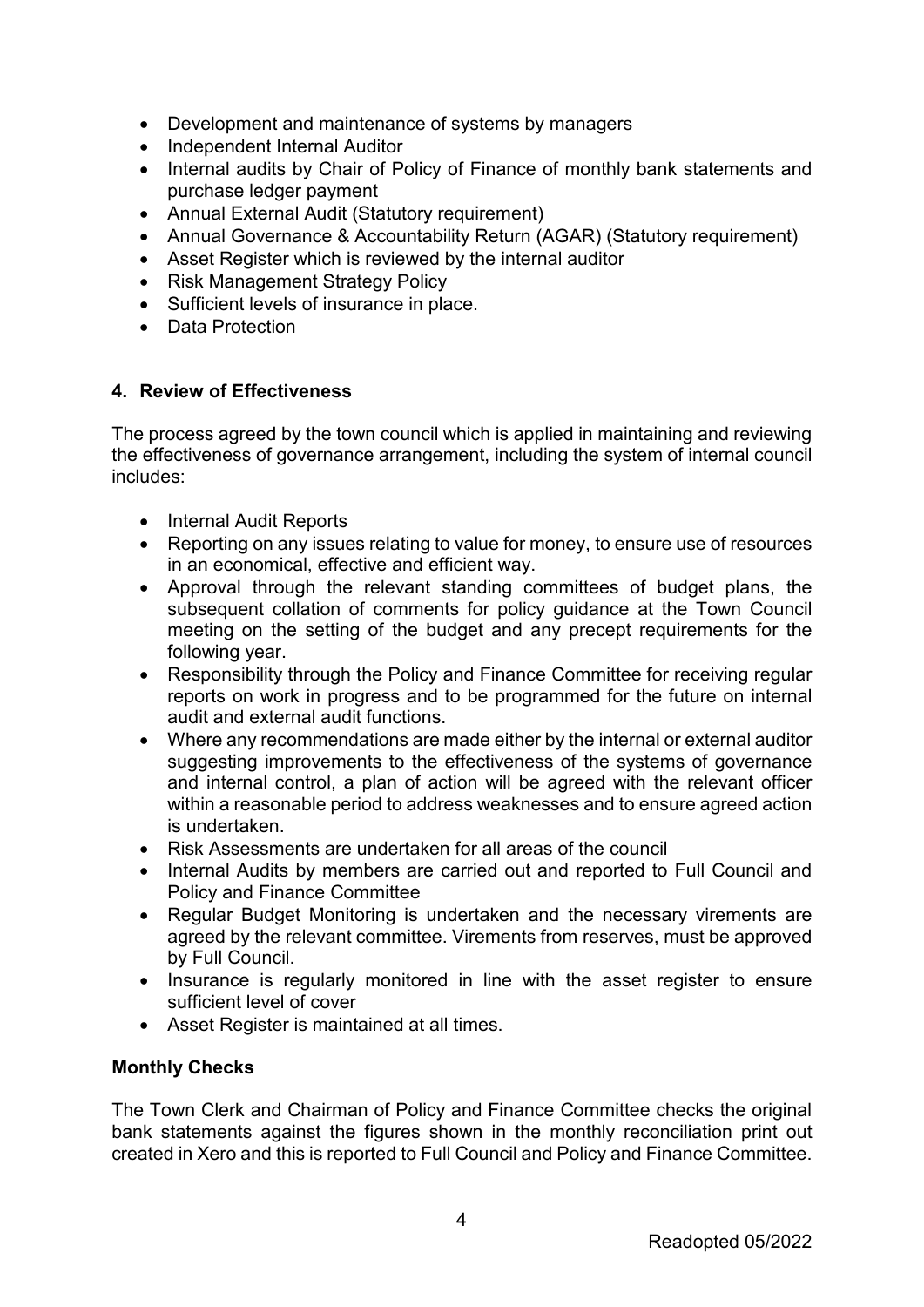- Development and maintenance of systems by managers
- Independent Internal Auditor
- Internal audits by Chair of Policy of Finance of monthly bank statements and purchase ledger payment
- Annual External Audit (Statutory requirement)
- Annual Governance & Accountability Return (AGAR) (Statutory requirement)
- Asset Register which is reviewed by the internal auditor
- Risk Management Strategy Policy
- Sufficient levels of insurance in place.
- Data Protection

## 4. Review of Effectiveness

The process agreed by the town council which is applied in maintaining and reviewing the effectiveness of governance arrangement, including the system of internal council includes:

- Internal Audit Reports
- Reporting on any issues relating to value for money, to ensure use of resources in an economical, effective and efficient way.
- Approval through the relevant standing committees of budget plans, the subsequent collation of comments for policy guidance at the Town Council meeting on the setting of the budget and any precept requirements for the following year.
- Responsibility through the Policy and Finance Committee for receiving regular reports on work in progress and to be programmed for the future on internal audit and external audit functions.
- Where any recommendations are made either by the internal or external auditor suggesting improvements to the effectiveness of the systems of governance and internal control, a plan of action will be agreed with the relevant officer within a reasonable period to address weaknesses and to ensure agreed action is undertaken.
- Risk Assessments are undertaken for all areas of the council
- Internal Audits by members are carried out and reported to Full Council and Policy and Finance Committee
- Regular Budget Monitoring is undertaken and the necessary virements are agreed by the relevant committee. Virements from reserves, must be approved by Full Council.
- Insurance is regularly monitored in line with the asset register to ensure sufficient level of cover
- Asset Register is maintained at all times.

### Monthly Checks

The Town Clerk and Chairman of Policy and Finance Committee checks the original bank statements against the figures shown in the monthly reconciliation print out created in Xero and this is reported to Full Council and Policy and Finance Committee.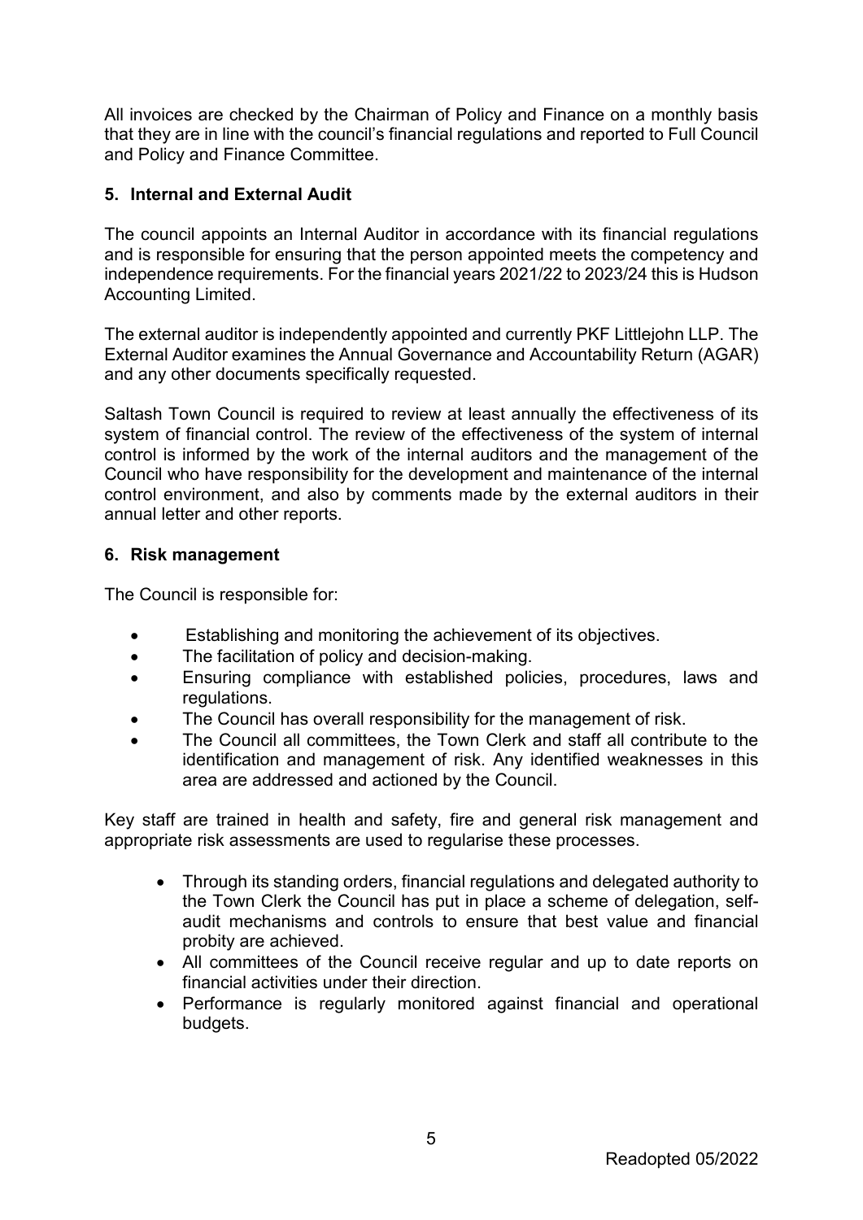All invoices are checked by the Chairman of Policy and Finance on a monthly basis that they are in line with the council's financial regulations and reported to Full Council and Policy and Finance Committee.

## 5. Internal and External Audit

The council appoints an Internal Auditor in accordance with its financial regulations and is responsible for ensuring that the person appointed meets the competency and independence requirements. For the financial years 2021/22 to 2023/24 this is Hudson Accounting Limited.

The external auditor is independently appointed and currently PKF Littlejohn LLP. The External Auditor examines the Annual Governance and Accountability Return (AGAR) and any other documents specifically requested.

Saltash Town Council is required to review at least annually the effectiveness of its system of financial control. The review of the effectiveness of the system of internal control is informed by the work of the internal auditors and the management of the Council who have responsibility for the development and maintenance of the internal control environment, and also by comments made by the external auditors in their annual letter and other reports.

## 6. Risk management

The Council is responsible for:

- Establishing and monitoring the achievement of its objectives.
- The facilitation of policy and decision-making.
- Ensuring compliance with established policies, procedures, laws and regulations.
- The Council has overall responsibility for the management of risk.
- The Council all committees, the Town Clerk and staff all contribute to the identification and management of risk. Any identified weaknesses in this area are addressed and actioned by the Council.

Key staff are trained in health and safety, fire and general risk management and appropriate risk assessments are used to regularise these processes.

- Through its standing orders, financial regulations and delegated authority to the Town Clerk the Council has put in place a scheme of delegation, self-audit mechanisms and controls to ensure that best value and financial probity are achieved.
- All committees of the Council receive regular and up to date reports on financial activities under their direction.
- Performance is regularly monitored against financial and operational budgets.

Readopted 05/2022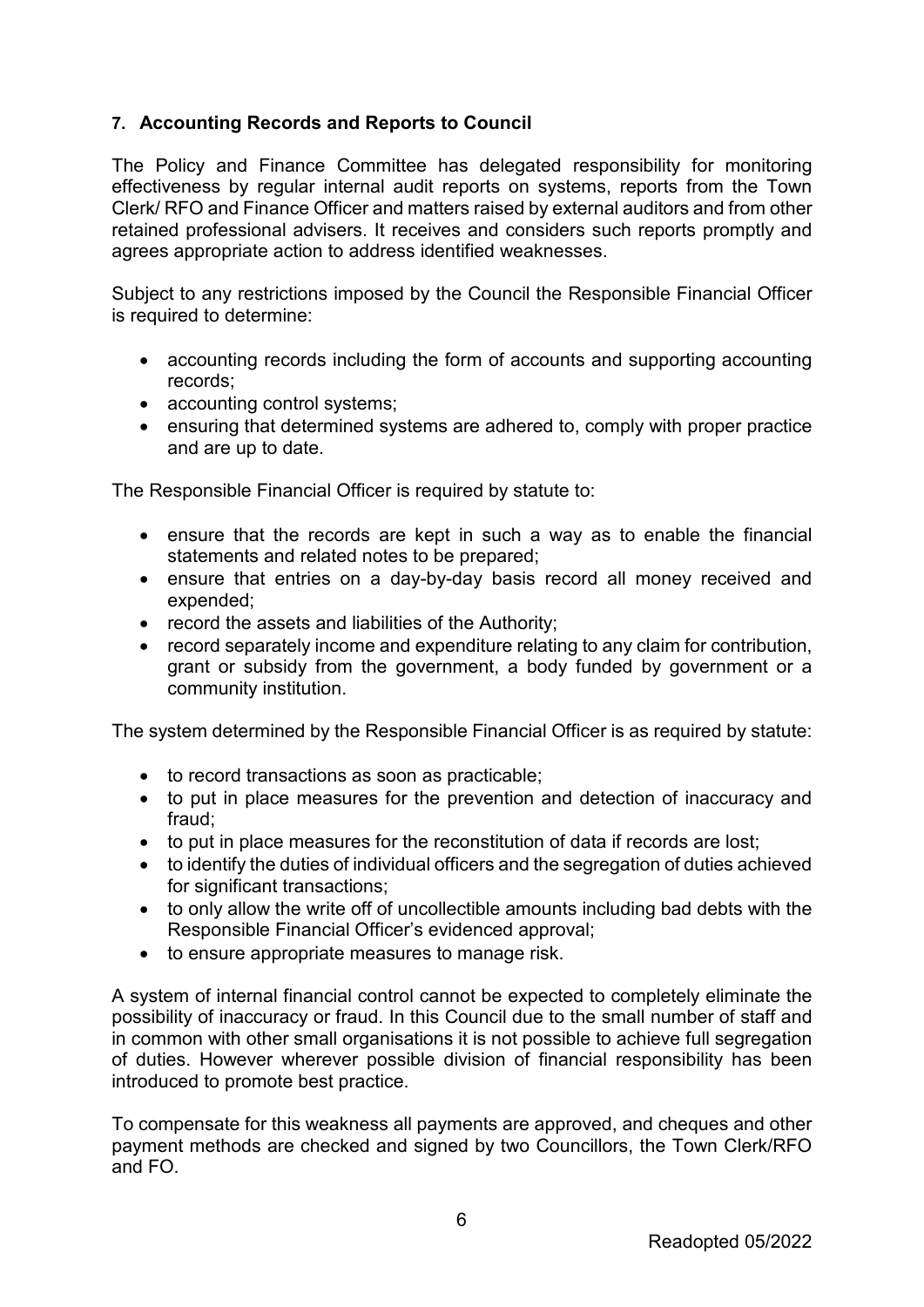## 7. Accounting Records and Reports to Council

The Policy and Finance Committee has delegated responsibility for monitoring effectiveness by regular internal audit reports on systems, reports from the Town Clerk/ RFO and Finance Officer and matters raised by external auditors and from other retained professional advisers. It receives and considers such reports promptly and agrees appropriate action to address identified weaknesses.

Subject to any restrictions imposed by the Council the Responsible Financial Officer is required to determine:

- accounting records including the form of accounts and supporting accounting records;
- accounting control systems;
- ensuring that determined systems are adhered to, comply with proper practice and are up to date.

The Responsible Financial Officer is required by statute to:

- ensure that the records are kept in such a way as to enable the financial statements and related notes to be prepared;
- ensure that entries on a day-by-day basis record all money received and expended;
- record the assets and liabilities of the Authority;
- record separately income and expenditure relating to any claim for contribution, grant or subsidy from the government, a body funded by government or a community institution.

The system determined by the Responsible Financial Officer is as required by statute:

- to record transactions as soon as practicable;
- to put in place measures for the prevention and detection of inaccuracy and fraud;
- to put in place measures for the reconstitution of data if records are lost;
- to identify the duties of individual officers and the segregation of duties achieved for significant transactions;
- to only allow the write off of uncollectible amounts including bad debts with the Responsible Financial Officer's evidenced approval;
- to ensure appropriate measures to manage risk.

A system of internal financial control cannot be expected to completely eliminate the possibility of inaccuracy or fraud. In this Council due to the small number of staff and in common with other small organisations it is not possible to achieve full segregation of duties. However wherever possible division of financial responsibility has been introduced to promote best practice.

To compensate for this weakness all payments are approved, and cheques and other payment methods are checked and signed by two Councillors, the Town Clerk/RFO and FO.

Readopted 05/2022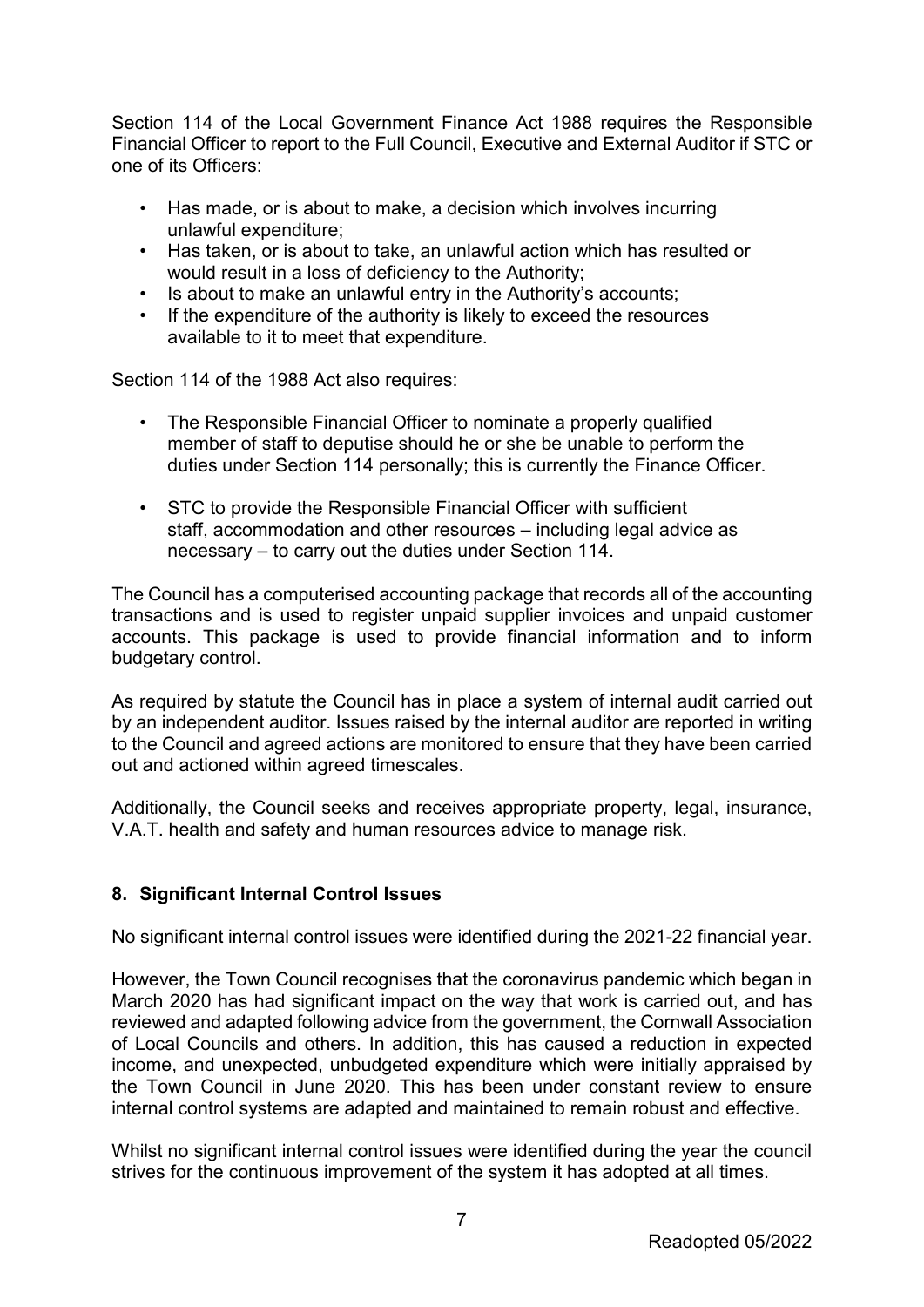Section 114 of the Local Government Finance Act 1988 requires the Responsible Financial Officer to report to the Full Council, Executive and External Auditor if STC or one of its Officers:

- Has made, or is about to make, a decision which involves incurring unlawful expenditure;
- Has taken, or is about to take, an unlawful action which has resulted or would result in a loss of deficiency to the Authority;
- Is about to make an unlawful entry in the Authority's accounts;
- If the expenditure of the authority is likely to exceed the resources available to it to meet that expenditure.

Section 114 of the 1988 Act also requires:

- The Responsible Financial Officer to nominate a properly qualified member of staff to deputise should he or she be unable to perform the duties under Section 114 personally; this is currently the Finance Officer.
- STC to provide the Responsible Financial Officer with sufficient staff, accommodation and other resources – including legal advice as necessary – to carry out the duties under Section 114.

The Council has a computerised accounting package that records all of the accounting transactions and is used to register unpaid supplier invoices and unpaid customer accounts. This package is used to provide financial information and to inform budgetary control.

As required by statute the Council has in place a system of internal audit carried out by an independent auditor. Issues raised by the internal auditor are reported in writing to the Council and agreed actions are monitored to ensure that they have been carried out and actioned within agreed timescales.

Additionally, the Council seeks and receives appropriate property, legal, insurance, V.A.T. health and safety and human resources advice to manage risk.

## 8. Significant Internal Control Issues

No significant internal control issues were identified during the 2021-22 financial year.

However, the Town Council recognises that the coronavirus pandemic which began in March 2020 has had significant impact on the way that work is carried out, and has reviewed and adapted following advice from the government, the Cornwall Association of Local Councils and others. In addition, this has caused a reduction in expected income, and unexpected, unbudgeted expenditure which were initially appraised by the Town Council in June 2020. This has been under constant review to ensure internal control systems are adapted and maintained to remain robust and effective.

Whilst no significant internal control issues were identified during the year the council strives for the continuous improvement of the system it has adopted at all times.

Readopted 05/2022